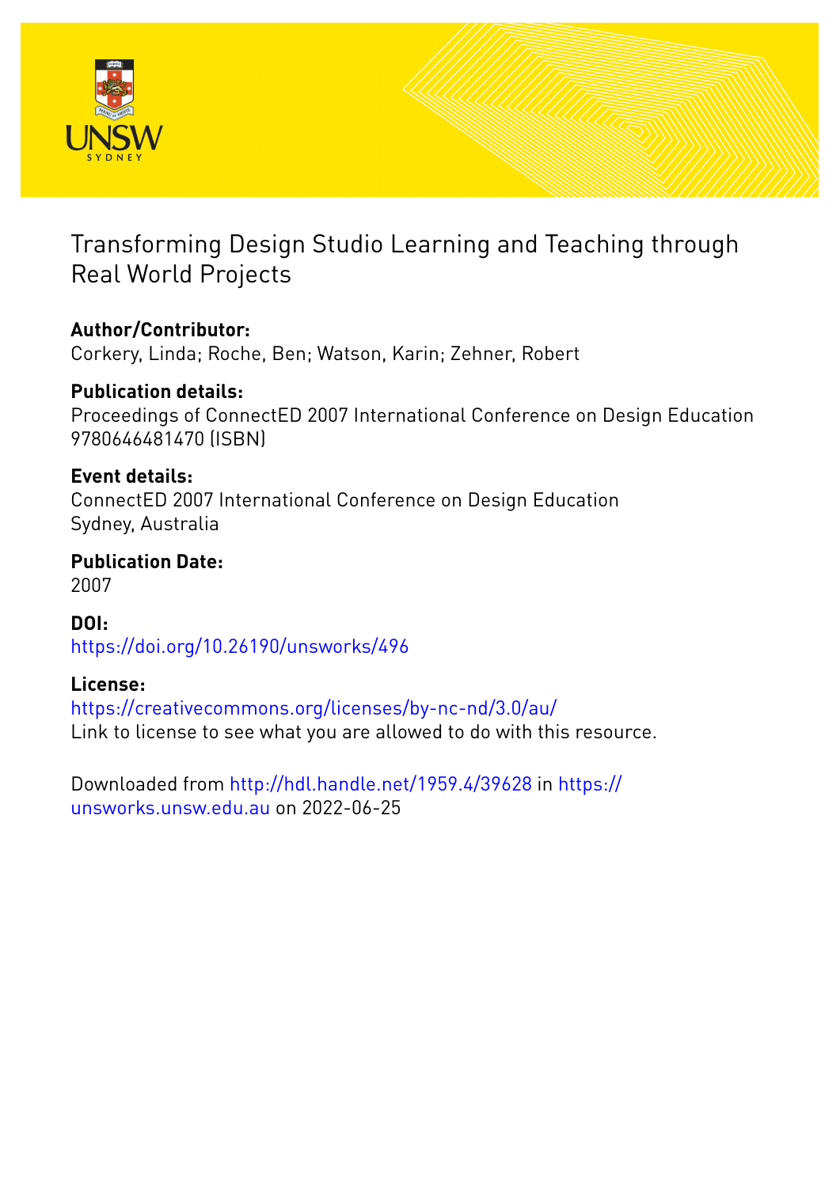# Transforming Design Studio Learning and Teaching through Real World Projects

**Author/Contributor:**
Corkery, Linda; Roche, Ben; Watson, Karin; Zehner, Robert

**Publication details:**
Proceedings of ConnectED 2007 International Conference on Design Education
9780646481470 (ISBN)

**Event details:**
ConnectED 2007 International Conference on Design Education
Sydney, Australia

**Publication Date:**
2007

**DOI:**
https://doi.org/10.26190/unsworks/496

**License:**
https://creativecommons.org/licenses/by-nc-nd/3.0/au/
Link to license to see what you are allowed to do with this resource.

Downloaded from http://hdl.handle.net/1959.4/39628 in https://unsworks.unsw.edu.au on 2022-06-25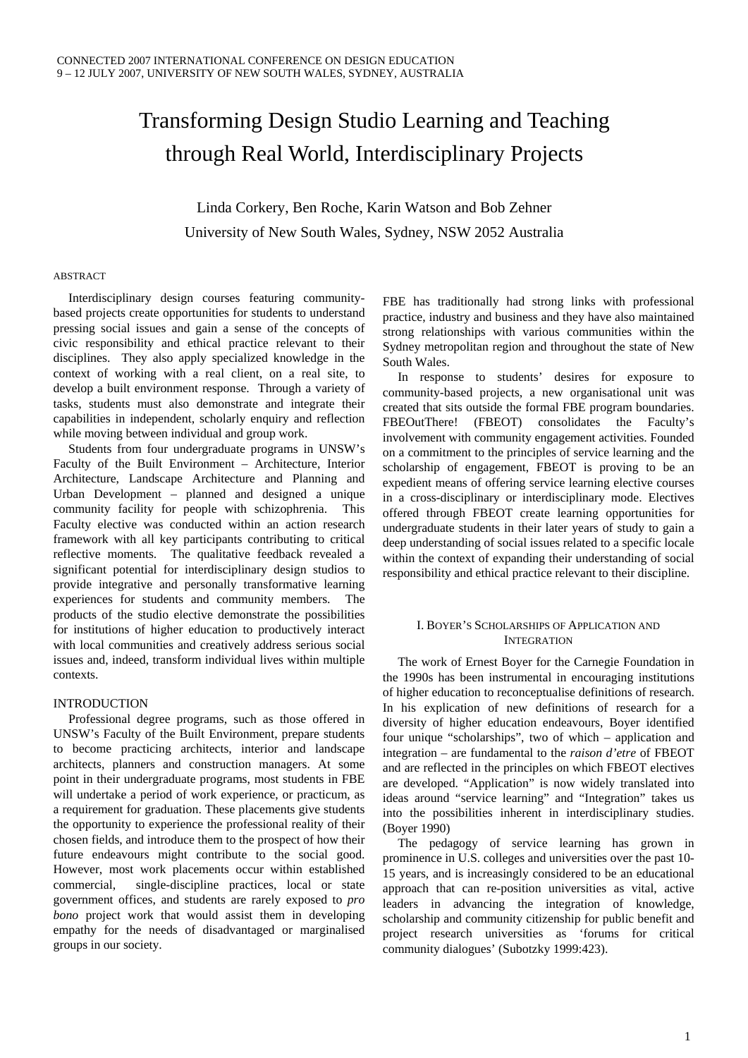CONNECTED 2007 INTERNATIONAL CONFERENCE ON DESIGN EDUCATION
9 – 12 JULY 2007, UNIVERSITY OF NEW SOUTH WALES, SYDNEY, AUSTRALIA

# Transforming Design Studio Learning and Teaching through Real World, Interdisciplinary Projects

Linda Corkery, Ben Roche, Karin Watson and Bob Zehner
University of New South Wales, Sydney, NSW 2052 Australia

ABSTRACT

Interdisciplinary design courses featuring community-based projects create opportunities for students to understand pressing social issues and gain a sense of the concepts of civic responsibility and ethical practice relevant to their disciplines. They also apply specialized knowledge in the context of working with a real client, on a real site, to develop a built environment response. Through a variety of tasks, students must also demonstrate and integrate their capabilities in independent, scholarly enquiry and reflection while moving between individual and group work.

Students from four undergraduate programs in UNSW's Faculty of the Built Environment – Architecture, Interior Architecture, Landscape Architecture and Planning and Urban Development – planned and designed a unique community facility for people with schizophrenia. This Faculty elective was conducted within an action research framework with all key participants contributing to critical reflective moments. The qualitative feedback revealed a significant potential for interdisciplinary design studios to provide integrative and personally transformative learning experiences for students and community members. The products of the studio elective demonstrate the possibilities for institutions of higher education to productively interact with local communities and creatively address serious social issues and, indeed, transform individual lives within multiple contexts.

INTRODUCTION

Professional degree programs, such as those offered in UNSW's Faculty of the Built Environment, prepare students to become practicing architects, interior and landscape architects, planners and construction managers. At some point in their undergraduate programs, most students in FBE will undertake a period of work experience, or practicum, as a requirement for graduation. These placements give students the opportunity to experience the professional reality of their chosen fields, and introduce them to the prospect of how their future endeavours might contribute to the social good. However, most work placements occur within established commercial, single-discipline practices, local or state government offices, and students are rarely exposed to *pro bono* project work that would assist them in developing empathy for the needs of disadvantaged or marginalised groups in our society.

FBE has traditionally had strong links with professional practice, industry and business and they have also maintained strong relationships with various communities within the Sydney metropolitan region and throughout the state of New South Wales.

In response to students' desires for exposure to community-based projects, a new organisational unit was created that sits outside the formal FBE program boundaries. FBEOutThere! (FBEOT) consolidates the Faculty's involvement with community engagement activities. Founded on a commitment to the principles of service learning and the scholarship of engagement, FBEOT is proving to be an expedient means of offering service learning elective courses in a cross-disciplinary or interdisciplinary mode. Electives offered through FBEOT create learning opportunities for undergraduate students in their later years of study to gain a deep understanding of social issues related to a specific locale within the context of expanding their understanding of social responsibility and ethical practice relevant to their discipline.

## I. BOYER'S SCHOLARSHIPS OF APPLICATION AND INTEGRATION

The work of Ernest Boyer for the Carnegie Foundation in the 1990s has been instrumental in encouraging institutions of higher education to reconceptualise definitions of research. In his explication of new definitions of research for a diversity of higher education endeavours, Boyer identified four unique "scholarships", two of which – application and integration – are fundamental to the *raison d'etre* of FBEOT and are reflected in the principles on which FBEOT electives are developed. "Application" is now widely translated into ideas around "service learning" and "Integration" takes us into the possibilities inherent in interdisciplinary studies. (Boyer 1990)

The pedagogy of service learning has grown in prominence in U.S. colleges and universities over the past 10-15 years, and is increasingly considered to be an educational approach that can re-position universities as vital, active leaders in advancing the integration of knowledge, scholarship and community citizenship for public benefit and project research universities as 'forums for critical community dialogues' (Subotzky 1999:423).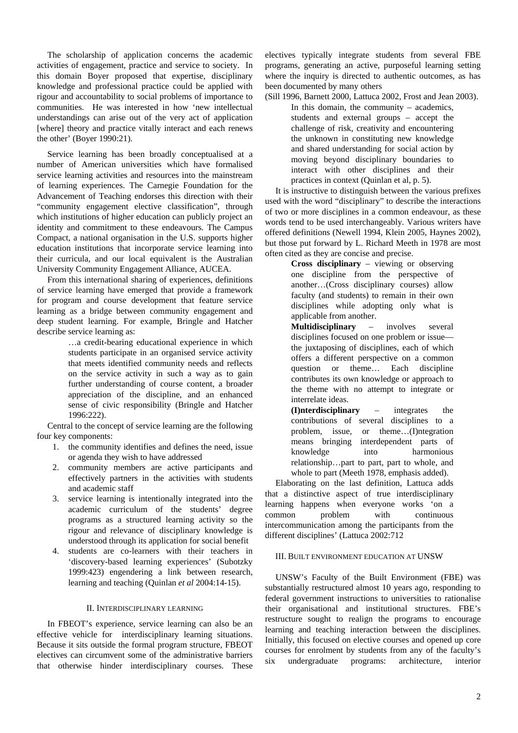The scholarship of application concerns the academic activities of engagement, practice and service to society. In this domain Boyer proposed that expertise, disciplinary knowledge and professional practice could be applied with rigour and accountability to social problems of importance to communities. He was interested in how 'new intellectual understandings can arise out of the very act of application [where] theory and practice vitally interact and each renews the other' (Boyer 1990:21).

Service learning has been broadly conceptualised at a number of American universities which have formalised service learning activities and resources into the mainstream of learning experiences. The Carnegie Foundation for the Advancement of Teaching endorses this direction with their "community engagement elective classification", through which institutions of higher education can publicly project an identity and commitment to these endeavours. The Campus Compact, a national organisation in the U.S. supports higher education institutions that incorporate service learning into their curricula, and our local equivalent is the Australian University Community Engagement Alliance, AUCEA.

From this international sharing of experiences, definitions of service learning have emerged that provide a framework for program and course development that feature service learning as a bridge between community engagement and deep student learning. For example, Bringle and Hatcher describe service learning as:

> …a credit-bearing educational experience in which students participate in an organised service activity that meets identified community needs and reflects on the service activity in such a way as to gain further understanding of course content, a broader appreciation of the discipline, and an enhanced sense of civic responsibility (Bringle and Hatcher 1996:222).

Central to the concept of service learning are the following four key components:

1. the community identifies and defines the need, issue or agenda they wish to have addressed
2. community members are active participants and effectively partners in the activities with students and academic staff
3. service learning is intentionally integrated into the academic curriculum of the students' degree programs as a structured learning activity so the rigour and relevance of disciplinary knowledge is understood through its application for social benefit
4. students are co-learners with their teachers in 'discovery-based learning experiences' (Subotzky 1999:423) engendering a link between research, learning and teaching (Quinlan *et al* 2004:14-15).

## II. Interdisciplinary Learning

In FBEOT's experience, service learning can also be an effective vehicle for interdisciplinary learning situations. Because it sits outside the formal program structure, FBEOT electives can circumvent some of the administrative barriers that otherwise hinder interdisciplinary courses. These electives typically integrate students from several FBE programs, generating an active, purposeful learning setting where the inquiry is directed to authentic outcomes, as has been documented by many others (Sill 1996, Barnett 2000, Lattuca 2002, Frost and Jean 2003).

> In this domain, the community – academics, students and external groups – accept the challenge of risk, creativity and encountering the unknown in constituting new knowledge and shared understanding for social action by moving beyond disciplinary boundaries to interact with other disciplines and their practices in context (Quinlan et al, p. 5).

It is instructive to distinguish between the various prefixes used with the word "disciplinary" to describe the interactions of two or more disciplines in a common endeavour, as these words tend to be used interchangeably. Various writers have offered definitions (Newell 1994, Klein 2005, Haynes 2002), but those put forward by L. Richard Meeth in 1978 are most often cited as they are concise and precise.

> **Cross disciplinary** – viewing or observing one discipline from the perspective of another…(Cross disciplinary courses) allow faculty (and students) to remain in their own disciplines while adopting only what is applicable from another.
>
> **Multidisciplinary** – involves several disciplines focused on one problem or issue—the juxtaposing of disciplines, each of which offers a different perspective on a common question or theme… Each discipline contributes its own knowledge or approach to the theme with no attempt to integrate or interrelate ideas.
>
> **(I)nterdisciplinary** – integrates the contributions of several disciplines to a problem, issue, or theme…(I)ntegration means bringing interdependent parts of knowledge into harmonious relationship…part to part, part to whole, and whole to part (Meeth 1978, emphasis added).

Elaborating on the last definition, Lattuca adds that a distinctive aspect of true interdisciplinary learning happens when everyone works 'on a common problem with continuous intercommunication among the participants from the different disciplines' (Lattuca 2002:712

## III. Built Environment Education at UNSW

UNSW's Faculty of the Built Environment (FBE) was substantially restructured almost 10 years ago, responding to federal government instructions to universities to rationalise their organisational and institutional structures. FBE's restructure sought to realign the programs to encourage learning and teaching interaction between the disciplines. Initially, this focused on elective courses and opened up core courses for enrolment by students from any of the faculty's six undergraduate programs: architecture, interior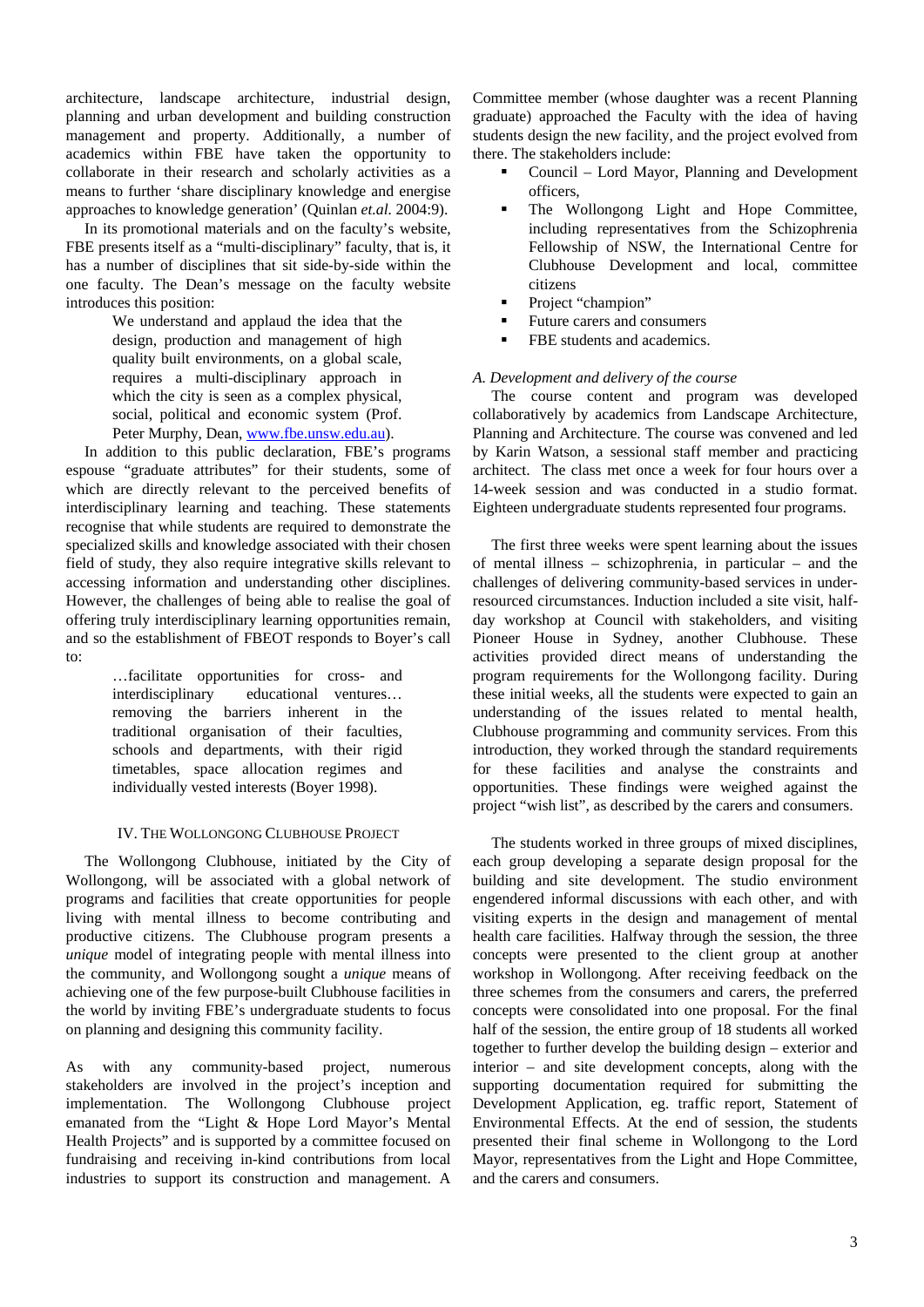architecture, landscape architecture, industrial design, planning and urban development and building construction management and property. Additionally, a number of academics within FBE have taken the opportunity to collaborate in their research and scholarly activities as a means to further 'share disciplinary knowledge and energise approaches to knowledge generation' (Quinlan *et.al.* 2004:9).

In its promotional materials and on the faculty's website, FBE presents itself as a "multi-disciplinary" faculty, that is, it has a number of disciplines that sit side-by-side within the one faculty. The Dean's message on the faculty website introduces this position:

> We understand and applaud the idea that the design, production and management of high quality built environments, on a global scale, requires a multi-disciplinary approach in which the city is seen as a complex physical, social, political and economic system (Prof. Peter Murphy, Dean, www.fbe.unsw.edu.au).

In addition to this public declaration, FBE's programs espouse "graduate attributes" for their students, some of which are directly relevant to the perceived benefits of interdisciplinary learning and teaching. These statements recognise that while students are required to demonstrate the specialized skills and knowledge associated with their chosen field of study, they also require integrative skills relevant to accessing information and understanding other disciplines. However, the challenges of being able to realise the goal of offering truly interdisciplinary learning opportunities remain, and so the establishment of FBEOT responds to Boyer's call to:

> …facilitate opportunities for cross- and interdisciplinary educational ventures… removing the barriers inherent in the traditional organisation of their faculties, schools and departments, with their rigid timetables, space allocation regimes and individually vested interests (Boyer 1998).

## IV. The Wollongong Clubhouse Project

The Wollongong Clubhouse, initiated by the City of Wollongong, will be associated with a global network of programs and facilities that create opportunities for people living with mental illness to become contributing and productive citizens. The Clubhouse program presents a *unique* model of integrating people with mental illness into the community, and Wollongong sought a *unique* means of achieving one of the few purpose-built Clubhouse facilities in the world by inviting FBE's undergraduate students to focus on planning and designing this community facility.

As with any community-based project, numerous stakeholders are involved in the project's inception and implementation. The Wollongong Clubhouse project emanated from the "Light & Hope Lord Mayor's Mental Health Projects" and is supported by a committee focused on fundraising and receiving in-kind contributions from local industries to support its construction and management. A Committee member (whose daughter was a recent Planning graduate) approached the Faculty with the idea of having students design the new facility, and the project evolved from there. The stakeholders include:

- Council – Lord Mayor, Planning and Development officers,
- The Wollongong Light and Hope Committee, including representatives from the Schizophrenia Fellowship of NSW, the International Centre for Clubhouse Development and local, committee citizens
- Project "champion"
- Future carers and consumers
- FBE students and academics.

### A. Development and delivery of the course

The course content and program was developed collaboratively by academics from Landscape Architecture, Planning and Architecture. The course was convened and led by Karin Watson, a sessional staff member and practicing architect. The class met once a week for four hours over a 14-week session and was conducted in a studio format. Eighteen undergraduate students represented four programs.

The first three weeks were spent learning about the issues of mental illness – schizophrenia, in particular – and the challenges of delivering community-based services in under-resourced circumstances. Induction included a site visit, half-day workshop at Council with stakeholders, and visiting Pioneer House in Sydney, another Clubhouse. These activities provided direct means of understanding the program requirements for the Wollongong facility. During these initial weeks, all the students were expected to gain an understanding of the issues related to mental health, Clubhouse programming and community services. From this introduction, they worked through the standard requirements for these facilities and analyse the constraints and opportunities. These findings were weighed against the project "wish list", as described by the carers and consumers.

The students worked in three groups of mixed disciplines, each group developing a separate design proposal for the building and site development. The studio environment engendered informal discussions with each other, and with visiting experts in the design and management of mental health care facilities. Halfway through the session, the three concepts were presented to the client group at another workshop in Wollongong. After receiving feedback on the three schemes from the consumers and carers, the preferred concepts were consolidated into one proposal. For the final half of the session, the entire group of 18 students all worked together to further develop the building design – exterior and interior – and site development concepts, along with the supporting documentation required for submitting the Development Application, eg. traffic report, Statement of Environmental Effects. At the end of session, the students presented their final scheme in Wollongong to the Lord Mayor, representatives from the Light and Hope Committee, and the carers and consumers.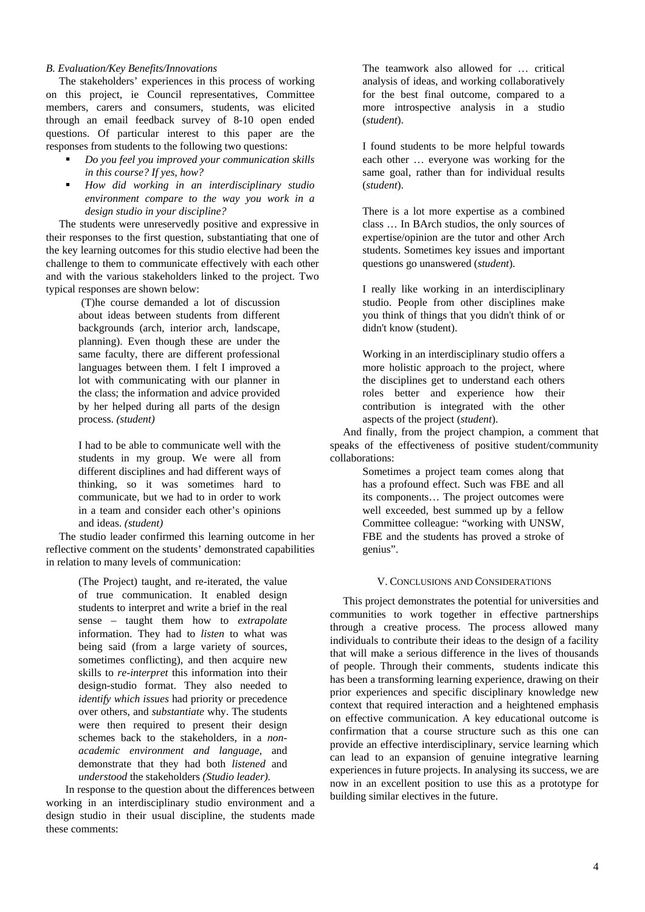### *B. Evaluation/Key Benefits/Innovations*

The stakeholders' experiences in this process of working on this project, ie Council representatives, Committee members, carers and consumers, students, was elicited through an email feedback survey of 8-10 open ended questions. Of particular interest to this paper are the responses from students to the following two questions:

- *Do you feel you improved your communication skills in this course? If yes, how?*
- *How did working in an interdisciplinary studio environment compare to the way you work in a design studio in your discipline?*

The students were unreservedly positive and expressive in their responses to the first question, substantiating that one of the key learning outcomes for this studio elective had been the challenge to them to communicate effectively with each other and with the various stakeholders linked to the project. Two typical responses are shown below:

> (T)he course demanded a lot of discussion about ideas between students from different backgrounds (arch, interior arch, landscape, planning). Even though these are under the same faculty, there are different professional languages between them. I felt I improved a lot with communicating with our planner in the class; the information and advice provided by her helped during all parts of the design process. *(student)*

> I had to be able to communicate well with the students in my group. We were all from different disciplines and had different ways of thinking, so it was sometimes hard to communicate, but we had to in order to work in a team and consider each other's opinions and ideas. *(student)*

The studio leader confirmed this learning outcome in her reflective comment on the students' demonstrated capabilities in relation to many levels of communication:

> (The Project) taught, and re-iterated, the value of true communication. It enabled design students to interpret and write a brief in the real sense – taught them how to *extrapolate* information. They had to *listen* to what was being said (from a large variety of sources, sometimes conflicting), and then acquire new skills to *re-interpret* this information into their design-studio format. They also needed to *identify which issues* had priority or precedence over others, and *substantiate* why. The students were then required to present their design schemes back to the stakeholders, in a *non-academic environment and language,* and demonstrate that they had both *listened* and *understood* the stakeholders *(Studio leader).*

In response to the question about the differences between working in an interdisciplinary studio environment and a design studio in their usual discipline, the students made these comments:

> The teamwork also allowed for … critical analysis of ideas, and working collaboratively for the best final outcome, compared to a more introspective analysis in a studio (*student*).

> I found students to be more helpful towards each other … everyone was working for the same goal, rather than for individual results (*student*).

> There is a lot more expertise as a combined class … In BArch studios, the only sources of expertise/opinion are the tutor and other Arch students. Sometimes key issues and important questions go unanswered (*student*).

> I really like working in an interdisciplinary studio. People from other disciplines make you think of things that you didn't think of or didn't know (student).

> Working in an interdisciplinary studio offers a more holistic approach to the project, where the disciplines get to understand each others roles better and experience how their contribution is integrated with the other aspects of the project (*student*).

And finally, from the project champion, a comment that speaks of the effectiveness of positive student/community collaborations:

> Sometimes a project team comes along that has a profound effect. Such was FBE and all its components… The project outcomes were well exceeded, best summed up by a fellow Committee colleague: "working with UNSW, FBE and the students has proved a stroke of genius".

## V. Conclusions and Considerations

This project demonstrates the potential for universities and communities to work together in effective partnerships through a creative process. The process allowed many individuals to contribute their ideas to the design of a facility that will make a serious difference in the lives of thousands of people. Through their comments, students indicate this has been a transforming learning experience, drawing on their prior experiences and specific disciplinary knowledge new context that required interaction and a heightened emphasis on effective communication. A key educational outcome is confirmation that a course structure such as this one can provide an effective interdisciplinary, service learning which can lead to an expansion of genuine integrative learning experiences in future projects. In analysing its success, we are now in an excellent position to use this as a prototype for building similar electives in the future.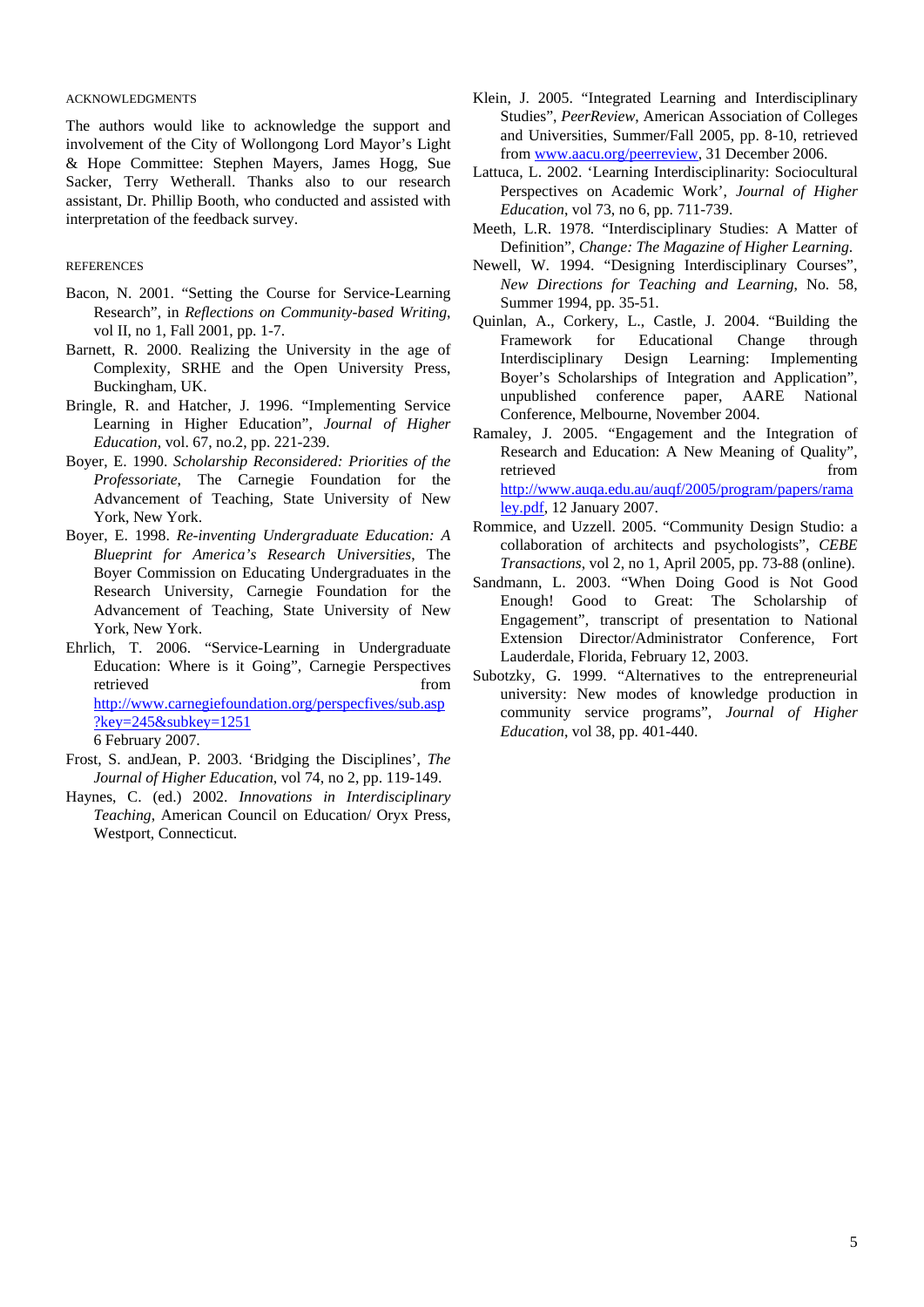## ACKNOWLEDGMENTS

The authors would like to acknowledge the support and involvement of the City of Wollongong Lord Mayor's Light & Hope Committee: Stephen Mayers, James Hogg, Sue Sacker, Terry Wetherall. Thanks also to our research assistant, Dr. Phillip Booth, who conducted and assisted with interpretation of the feedback survey.

## REFERENCES

Bacon, N. 2001. "Setting the Course for Service-Learning Research", in *Reflections on Community-based Writing*, vol II, no 1, Fall 2001, pp. 1-7.

Barnett, R. 2000. Realizing the University in the age of Complexity, SRHE and the Open University Press, Buckingham, UK.

Bringle, R. and Hatcher, J. 1996. "Implementing Service Learning in Higher Education", *Journal of Higher Education*, vol. 67, no.2, pp. 221-239.

Boyer, E. 1990. *Scholarship Reconsidered: Priorities of the Professoriate*, The Carnegie Foundation for the Advancement of Teaching, State University of New York, New York.

Boyer, E. 1998. *Re-inventing Undergraduate Education: A Blueprint for America's Research Universities*, The Boyer Commission on Educating Undergraduates in the Research University, Carnegie Foundation for the Advancement of Teaching, State University of New York, New York.

Ehrlich, T. 2006. "Service-Learning in Undergraduate Education: Where is it Going", Carnegie Perspectives retrieved from http://www.carnegiefoundation.org/perspecfives/sub.asp?key=245&subkey=1251 6 February 2007.

Frost, S. andJean, P. 2003. 'Bridging the Disciplines', *The Journal of Higher Education*, vol 74, no 2, pp. 119-149.

Haynes, C. (ed.) 2002. *Innovations in Interdisciplinary Teaching*, American Council on Education/ Oryx Press, Westport, Connecticut.

Klein, J. 2005. "Integrated Learning and Interdisciplinary Studies", *PeerReview*, American Association of Colleges and Universities, Summer/Fall 2005, pp. 8-10, retrieved from www.aacu.org/peerreview, 31 December 2006.

Lattuca, L. 2002. 'Learning Interdisciplinarity: Sociocultural Perspectives on Academic Work', *Journal of Higher Education*, vol 73, no 6, pp. 711-739.

Meeth, L.R. 1978. "Interdisciplinary Studies: A Matter of Definition", *Change: The Magazine of Higher Learning*.

Newell, W. 1994. "Designing Interdisciplinary Courses", *New Directions for Teaching and Learning*, No. 58, Summer 1994, pp. 35-51.

Quinlan, A., Corkery, L., Castle, J. 2004. "Building the Framework for Educational Change through Interdisciplinary Design Learning: Implementing Boyer's Scholarships of Integration and Application", unpublished conference paper, AARE National Conference, Melbourne, November 2004.

Ramaley, J. 2005. "Engagement and the Integration of Research and Education: A New Meaning of Quality", retrieved from http://www.auqa.edu.au/auqf/2005/program/papers/ramaley.pdf, 12 January 2007.

Rommice, and Uzzell. 2005. "Community Design Studio: a collaboration of architects and psychologists", *CEBE Transactions*, vol 2, no 1, April 2005, pp. 73-88 (online).

Sandmann, L. 2003. "When Doing Good is Not Good Enough! Good to Great: The Scholarship of Engagement", transcript of presentation to National Extension Director/Administrator Conference, Fort Lauderdale, Florida, February 12, 2003.

Subotzky, G. 1999. "Alternatives to the entrepreneurial university: New modes of knowledge production in community service programs", *Journal of Higher Education*, vol 38, pp. 401-440.